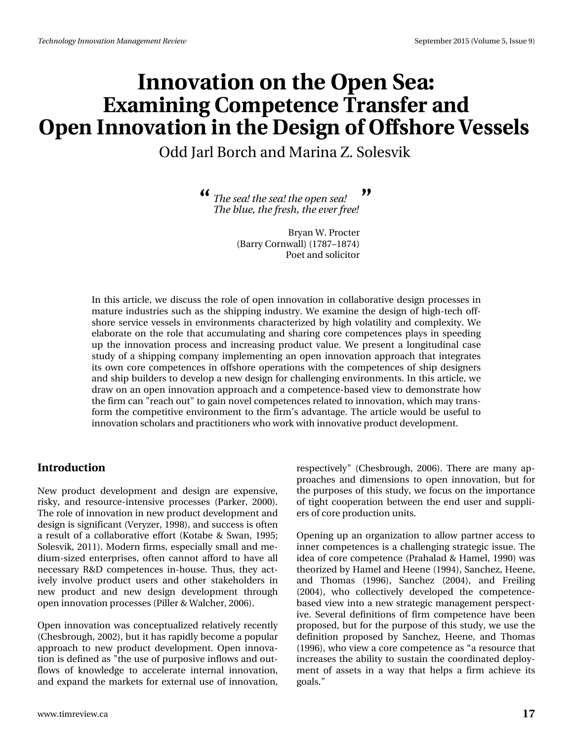# Innovation on the Open Sea: Examining Competence Transfer and Open Innovation in the Design of Offshore Vessels

Odd Jarl Borch and Marina Z. Solesvik

> *The sea! the sea! the open sea!*
> *The blue, the fresh, the ever free!*
>
> Bryan W. Procter
> (Barry Cornwall) (1787–1874)
> Poet and solicitor

In this article, we discuss the role of open innovation in collaborative design processes in mature industries such as the shipping industry. We examine the design of high-tech offshore service vessels in environments characterized by high volatility and complexity. We elaborate on the role that accumulating and sharing core competences plays in speeding up the innovation process and increasing product value. We present a longitudinal case study of a shipping company implementing an open innovation approach that integrates its own core competences in offshore operations with the competences of ship designers and ship builders to develop a new design for challenging environments. In this article, we draw on an open innovation approach and a competence-based view to demonstrate how the firm can "reach out" to gain novel competences related to innovation, which may transform the competitive environment to the firm's advantage. The article would be useful to innovation scholars and practitioners who work with innovative product development.

## Introduction

New product development and design are expensive, risky, and resource-intensive processes (Parker, 2000). The role of innovation in new product development and design is significant (Veryzer, 1998), and success is often a result of a collaborative effort (Kotabe & Swan, 1995; Solesvik, 2011). Modern firms, especially small and medium-sized enterprises, often cannot afford to have all necessary R&D competences in-house. Thus, they actively involve product users and other stakeholders in new product and new design development through open innovation processes (Piller & Walcher, 2006).

Open innovation was conceptualized relatively recently (Chesbrough, 2002), but it has rapidly become a popular approach to new product development. Open innovation is defined as "the use of purposive inflows and outflows of knowledge to accelerate internal innovation, and expand the markets for external use of innovation, respectively" (Chesbrough, 2006). There are many approaches and dimensions to open innovation, but for the purposes of this study, we focus on the importance of tight cooperation between the end user and suppliers of core production units.

Opening up an organization to allow partner access to inner competences is a challenging strategic issue. The idea of core competence (Prahalad & Hamel, 1990) was theorized by Hamel and Heene (1994), Sanchez, Heene, and Thomas (1996), Sanchez (2004), and Freiling (2004), who collectively developed the competence-based view into a new strategic management perspective. Several definitions of firm competence have been proposed, but for the purpose of this study, we use the definition proposed by Sanchez, Heene, and Thomas (1996), who view a core competence as "a resource that increases the ability to sustain the coordinated deployment of assets in a way that helps a firm achieve its goals."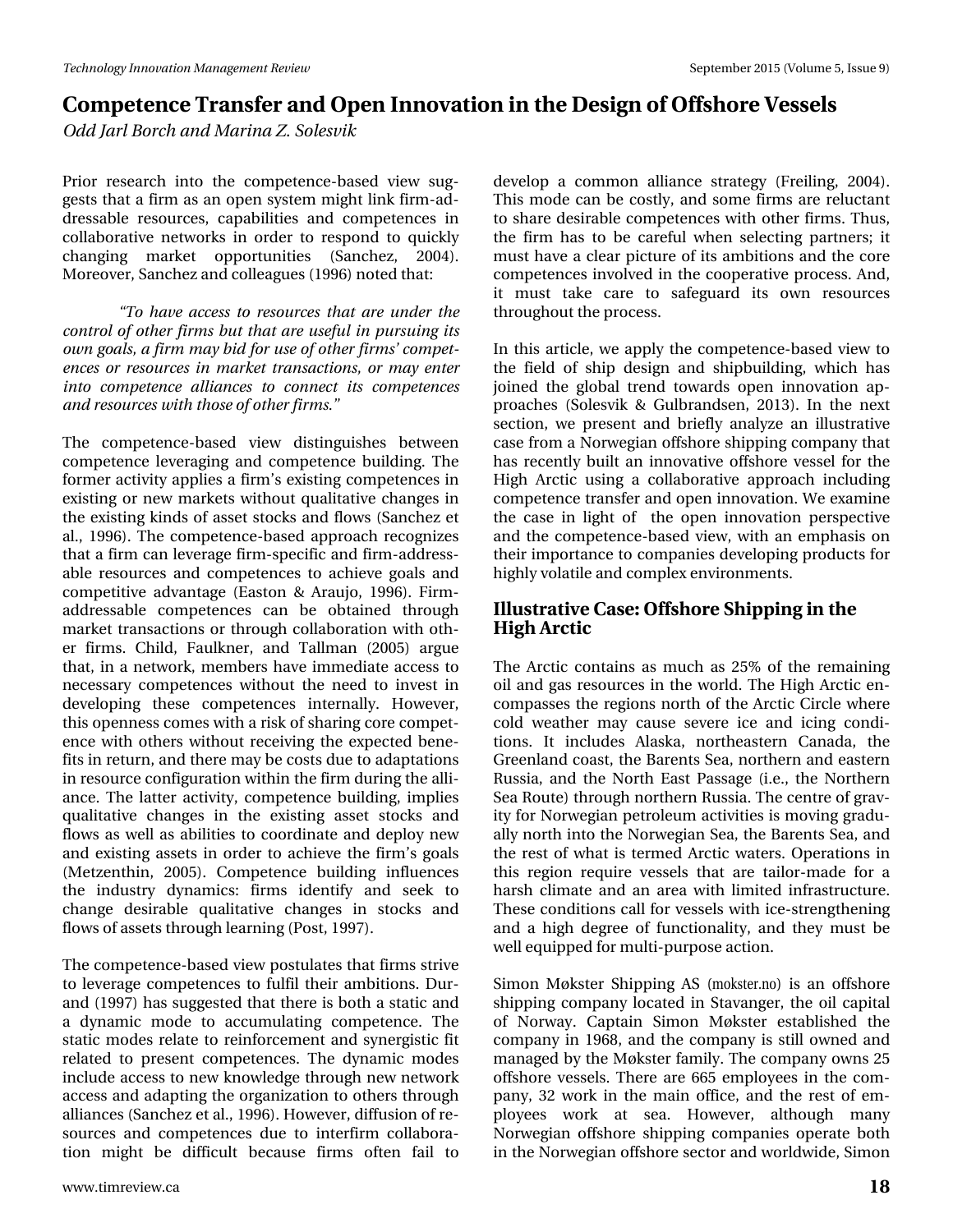# Competence Transfer and Open Innovation in the Design of Offshore Vessels

*Odd Jarl Borch and Marina Z. Solesvik*

Prior research into the competence-based view suggests that a firm as an open system might link firm-addressable resources, capabilities and competences in collaborative networks in order to respond to quickly changing market opportunities (Sanchez, 2004). Moreover, Sanchez and colleagues (1996) noted that:

> *"To have access to resources that are under the control of other firms but that are useful in pursuing its own goals, a firm may bid for use of other firms' competences or resources in market transactions, or may enter into competence alliances to connect its competences and resources with those of other firms."*

The competence-based view distinguishes between competence leveraging and competence building. The former activity applies a firm's existing competences in existing or new markets without qualitative changes in the existing kinds of asset stocks and flows (Sanchez et al., 1996). The competence-based approach recognizes that a firm can leverage firm-specific and firm-addressable resources and competences to achieve goals and competitive advantage (Easton & Araujo, 1996). Firm-addressable competences can be obtained through market transactions or through collaboration with other firms. Child, Faulkner, and Tallman (2005) argue that, in a network, members have immediate access to necessary competences without the need to invest in developing these competences internally. However, this openness comes with a risk of sharing core competence with others without receiving the expected benefits in return, and there may be costs due to adaptations in resource configuration within the firm during the alliance. The latter activity, competence building, implies qualitative changes in the existing asset stocks and flows as well as abilities to coordinate and deploy new and existing assets in order to achieve the firm's goals (Metzenthin, 2005). Competence building influences the industry dynamics: firms identify and seek to change desirable qualitative changes in stocks and flows of assets through learning (Post, 1997).

The competence-based view postulates that firms strive to leverage competences to fulfil their ambitions. Durand (1997) has suggested that there is both a static and a dynamic mode to accumulating competence. The static modes relate to reinforcement and synergistic fit related to present competences. The dynamic modes include access to new knowledge through new network access and adapting the organization to others through alliances (Sanchez et al., 1996). However, diffusion of resources and competences due to interfirm collaboration might be difficult because firms often fail to develop a common alliance strategy (Freiling, 2004). This mode can be costly, and some firms are reluctant to share desirable competences with other firms. Thus, the firm has to be careful when selecting partners; it must have a clear picture of its ambitions and the core competences involved in the cooperative process. And, it must take care to safeguard its own resources throughout the process.

In this article, we apply the competence-based view to the field of ship design and shipbuilding, which has joined the global trend towards open innovation approaches (Solesvik & Gulbrandsen, 2013). In the next section, we present and briefly analyze an illustrative case from a Norwegian offshore shipping company that has recently built an innovative offshore vessel for the High Arctic using a collaborative approach including competence transfer and open innovation. We examine the case in light of the open innovation perspective and the competence-based view, with an emphasis on their importance to companies developing products for highly volatile and complex environments.

## Illustrative Case: Offshore Shipping in the High Arctic

The Arctic contains as much as 25% of the remaining oil and gas resources in the world. The High Arctic encompasses the regions north of the Arctic Circle where cold weather may cause severe ice and icing conditions. It includes Alaska, northeastern Canada, the Greenland coast, the Barents Sea, northern and eastern Russia, and the North East Passage (i.e., the Northern Sea Route) through northern Russia. The centre of gravity for Norwegian petroleum activities is moving gradually north into the Norwegian Sea, the Barents Sea, and the rest of what is termed Arctic waters. Operations in this region require vessels that are tailor-made for a harsh climate and an area with limited infrastructure. These conditions call for vessels with ice-strengthening and a high degree of functionality, and they must be well equipped for multi-purpose action.

Simon Møkster Shipping AS (mokster.no) is an offshore shipping company located in Stavanger, the oil capital of Norway. Captain Simon Møkster established the company in 1968, and the company is still owned and managed by the Møkster family. The company owns 25 offshore vessels. There are 665 employees in the company, 32 work in the main office, and the rest of employees work at sea. However, although many Norwegian offshore shipping companies operate both in the Norwegian offshore sector and worldwide, Simon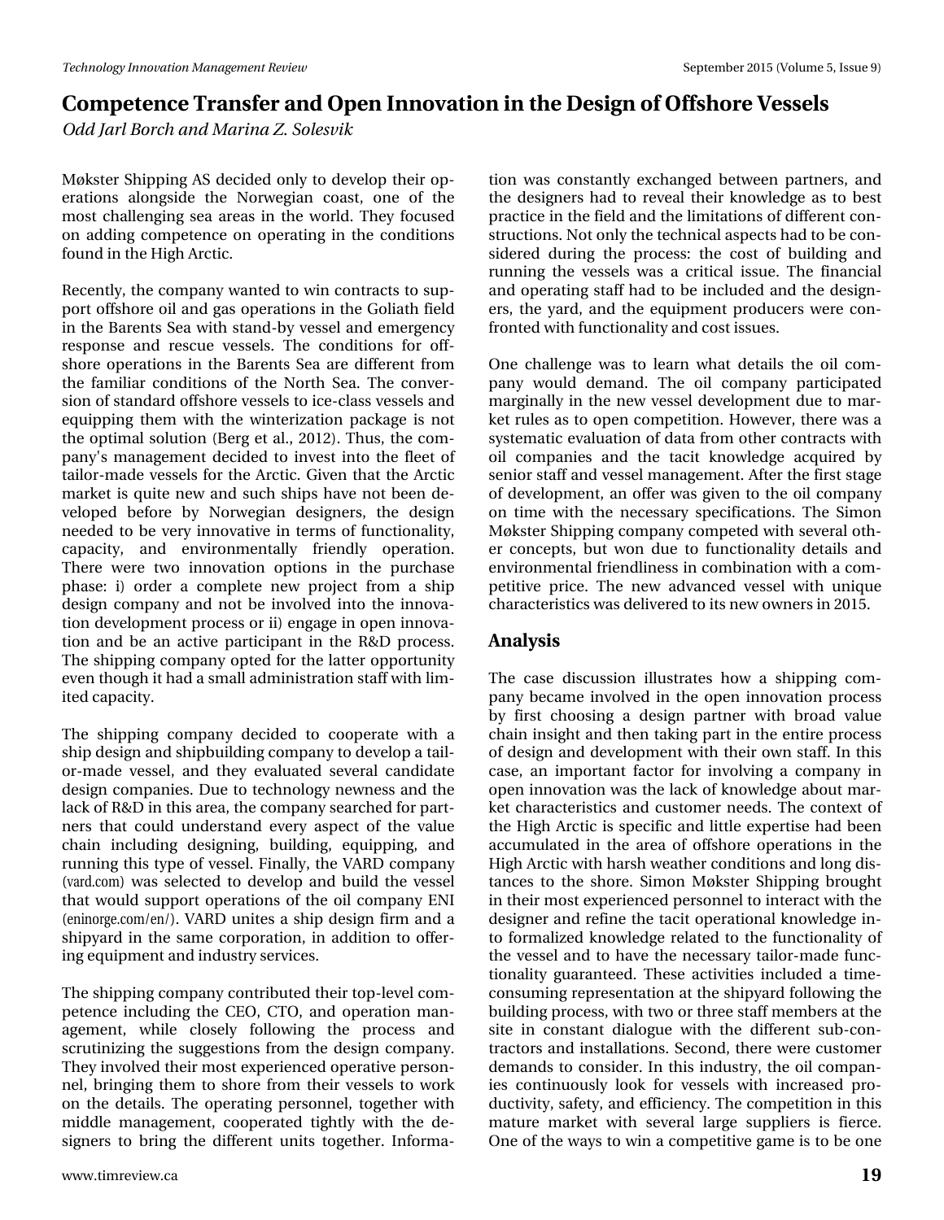Møkster Shipping AS decided only to develop their operations alongside the Norwegian coast, one of the most challenging sea areas in the world. They focused on adding competence on operating in the conditions found in the High Arctic.

Recently, the company wanted to win contracts to support offshore oil and gas operations in the Goliath field in the Barents Sea with stand-by vessel and emergency response and rescue vessels. The conditions for offshore operations in the Barents Sea are different from the familiar conditions of the North Sea. The conversion of standard offshore vessels to ice-class vessels and equipping them with the winterization package is not the optimal solution (Berg et al., 2012). Thus, the company's management decided to invest into the fleet of tailor-made vessels for the Arctic. Given that the Arctic market is quite new and such ships have not been developed before by Norwegian designers, the design needed to be very innovative in terms of functionality, capacity, and environmentally friendly operation. There were two innovation options in the purchase phase: i) order a complete new project from a ship design company and not be involved into the innovation development process or ii) engage in open innovation and be an active participant in the R&D process. The shipping company opted for the latter opportunity even though it had a small administration staff with limited capacity.

The shipping company decided to cooperate with a ship design and shipbuilding company to develop a tailor-made vessel, and they evaluated several candidate design companies. Due to technology newness and the lack of R&D in this area, the company searched for partners that could understand every aspect of the value chain including designing, building, equipping, and running this type of vessel. Finally, the VARD company (vard.com) was selected to develop and build the vessel that would support operations of the oil company ENI (eninorge.com/en/). VARD unites a ship design firm and a shipyard in the same corporation, in addition to offering equipment and industry services.

The shipping company contributed their top-level competence including the CEO, CTO, and operation management, while closely following the process and scrutinizing the suggestions from the design company. They involved their most experienced operative personnel, bringing them to shore from their vessels to work on the details. The operating personnel, together with middle management, cooperated tightly with the designers to bring the different units together. Information was constantly exchanged between partners, and the designers had to reveal their knowledge as to best practice in the field and the limitations of different constructions. Not only the technical aspects had to be considered during the process: the cost of building and running the vessels was a critical issue. The financial and operating staff had to be included and the designers, the yard, and the equipment producers were confronted with functionality and cost issues.

One challenge was to learn what details the oil company would demand. The oil company participated marginally in the new vessel development due to market rules as to open competition. However, there was a systematic evaluation of data from other contracts with oil companies and the tacit knowledge acquired by senior staff and vessel management. After the first stage of development, an offer was given to the oil company on time with the necessary specifications. The Simon Møkster Shipping company competed with several other concepts, but won due to functionality details and environmental friendliness in combination with a competitive price. The new advanced vessel with unique characteristics was delivered to its new owners in 2015.

## Analysis

The case discussion illustrates how a shipping company became involved in the open innovation process by first choosing a design partner with broad value chain insight and then taking part in the entire process of design and development with their own staff. In this case, an important factor for involving a company in open innovation was the lack of knowledge about market characteristics and customer needs. The context of the High Arctic is specific and little expertise had been accumulated in the area of offshore operations in the High Arctic with harsh weather conditions and long distances to the shore. Simon Møkster Shipping brought in their most experienced personnel to interact with the designer and refine the tacit operational knowledge into formalized knowledge related to the functionality of the vessel and to have the necessary tailor-made functionality guaranteed. These activities included a time-consuming representation at the shipyard following the building process, with two or three staff members at the site in constant dialogue with the different sub-contractors and installations. Second, there were customer demands to consider. In this industry, the oil companies continuously look for vessels with increased productivity, safety, and efficiency. The competition in this mature market with several large suppliers is fierce. One of the ways to win a competitive game is to be one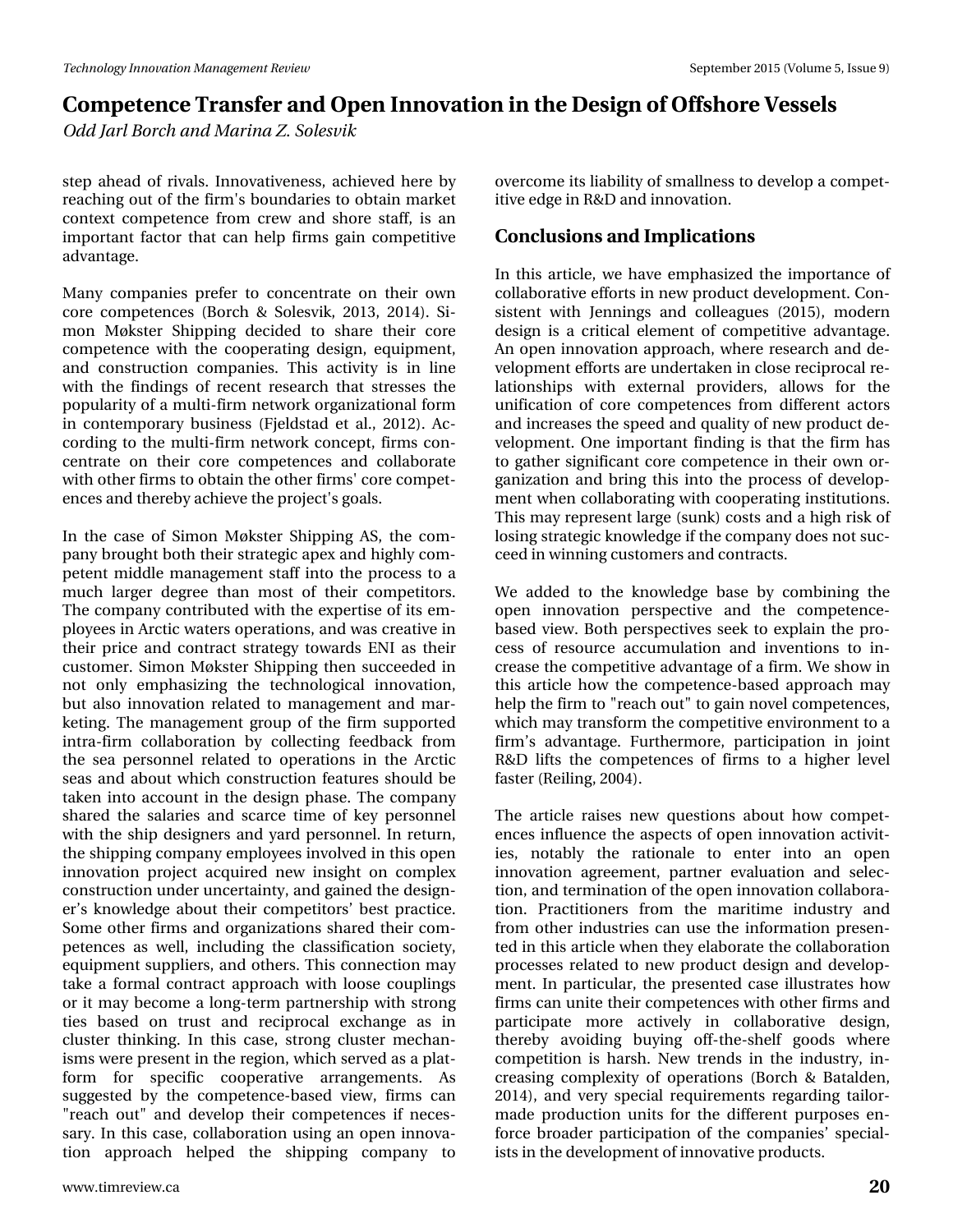step ahead of rivals. Innovativeness, achieved here by reaching out of the firm's boundaries to obtain market context competence from crew and shore staff, is an important factor that can help firms gain competitive advantage.

Many companies prefer to concentrate on their own core competences (Borch & Solesvik, 2013, 2014). Simon Møkster Shipping decided to share their core competence with the cooperating design, equipment, and construction companies. This activity is in line with the findings of recent research that stresses the popularity of a multi-firm network organizational form in contemporary business (Fjeldstad et al., 2012). According to the multi-firm network concept, firms concentrate on their core competences and collaborate with other firms to obtain the other firms' core competences and thereby achieve the project's goals.

In the case of Simon Møkster Shipping AS, the company brought both their strategic apex and highly competent middle management staff into the process to a much larger degree than most of their competitors. The company contributed with the expertise of its employees in Arctic waters operations, and was creative in their price and contract strategy towards ENI as their customer. Simon Møkster Shipping then succeeded in not only emphasizing the technological innovation, but also innovation related to management and marketing. The management group of the firm supported intra-firm collaboration by collecting feedback from the sea personnel related to operations in the Arctic seas and about which construction features should be taken into account in the design phase. The company shared the salaries and scarce time of key personnel with the ship designers and yard personnel. In return, the shipping company employees involved in this open innovation project acquired new insight on complex construction under uncertainty, and gained the designer's knowledge about their competitors' best practice. Some other firms and organizations shared their competences as well, including the classification society, equipment suppliers, and others. This connection may take a formal contract approach with loose couplings or it may become a long-term partnership with strong ties based on trust and reciprocal exchange as in cluster thinking. In this case, strong cluster mechanisms were present in the region, which served as a platform for specific cooperative arrangements. As suggested by the competence-based view, firms can "reach out" and develop their competences if necessary. In this case, collaboration using an open innovation approach helped the shipping company to overcome its liability of smallness to develop a competitive edge in R&D and innovation.

## Conclusions and Implications

In this article, we have emphasized the importance of collaborative efforts in new product development. Consistent with Jennings and colleagues (2015), modern design is a critical element of competitive advantage. An open innovation approach, where research and development efforts are undertaken in close reciprocal relationships with external providers, allows for the unification of core competences from different actors and increases the speed and quality of new product development. One important finding is that the firm has to gather significant core competence in their own organization and bring this into the process of development when collaborating with cooperating institutions. This may represent large (sunk) costs and a high risk of losing strategic knowledge if the company does not succeed in winning customers and contracts.

We added to the knowledge base by combining the open innovation perspective and the competence-based view. Both perspectives seek to explain the process of resource accumulation and inventions to increase the competitive advantage of a firm. We show in this article how the competence-based approach may help the firm to "reach out" to gain novel competences, which may transform the competitive environment to a firm's advantage. Furthermore, participation in joint R&D lifts the competences of firms to a higher level faster (Reiling, 2004).

The article raises new questions about how competences influence the aspects of open innovation activities, notably the rationale to enter into an open innovation agreement, partner evaluation and selection, and termination of the open innovation collaboration. Practitioners from the maritime industry and from other industries can use the information presented in this article when they elaborate the collaboration processes related to new product design and development. In particular, the presented case illustrates how firms can unite their competences with other firms and participate more actively in collaborative design, thereby avoiding buying off-the-shelf goods where competition is harsh. New trends in the industry, increasing complexity of operations (Borch & Batalden, 2014), and very special requirements regarding tailor-made production units for the different purposes enforce broader participation of the companies' specialists in the development of innovative products.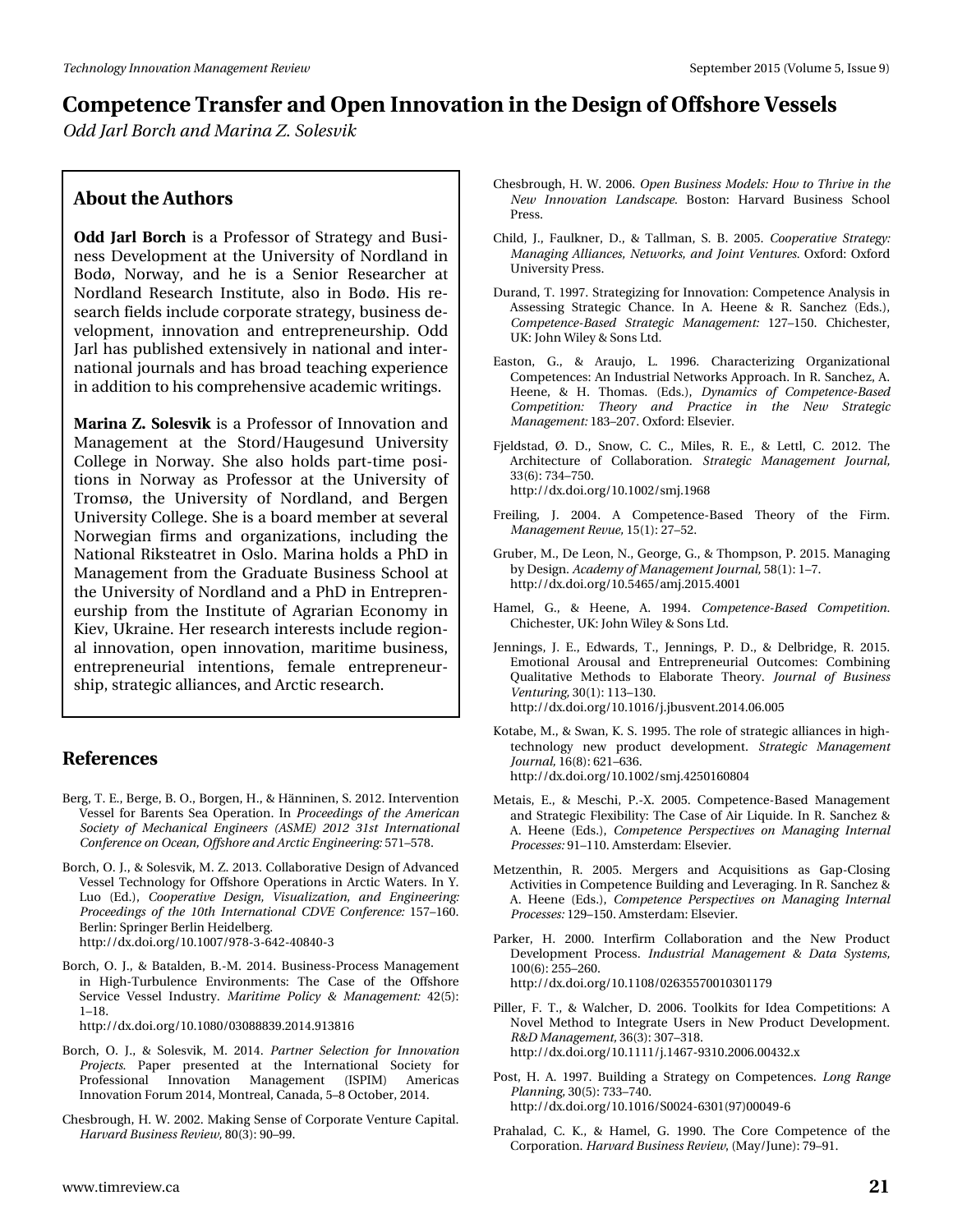## About the Authors

**Odd Jarl Borch** is a Professor of Strategy and Business Development at the University of Nordland in Bodø, Norway, and he is a Senior Researcher at Nordland Research Institute, also in Bodø. His research fields include corporate strategy, business development, innovation and entrepreneurship. Odd Jarl has published extensively in national and international journals and has broad teaching experience in addition to his comprehensive academic writings.

**Marina Z. Solesvik** is a Professor of Innovation and Management at the Stord/Haugesund University College in Norway. She also holds part-time positions in Norway as Professor at the University of Tromsø, the University of Nordland, and Bergen University College. She is a board member at several Norwegian firms and organizations, including the National Riksteatret in Oslo. Marina holds a PhD in Management from the Graduate Business School at the University of Nordland and a PhD in Entrepreneurship from the Institute of Agrarian Economy in Kiev, Ukraine. Her research interests include regional innovation, open innovation, maritime business, entrepreneurial intentions, female entrepreneurship, strategic alliances, and Arctic research.

## References

Berg, T. E., Berge, B. O., Borgen, H., & Hänninen, S. 2012. Intervention Vessel for Barents Sea Operation. In *Proceedings of the American Society of Mechanical Engineers (ASME) 2012 31st International Conference on Ocean, Offshore and Arctic Engineering:* 571–578.

Borch, O. J., & Solesvik, M. Z. 2013. Collaborative Design of Advanced Vessel Technology for Offshore Operations in Arctic Waters. In Y. Luo (Ed.), *Cooperative Design, Visualization, and Engineering: Proceedings of the 10th International CDVE Conference:* 157–160. Berlin: Springer Berlin Heidelberg.
http://dx.doi.org/10.1007/978-3-642-40840-3

Borch, O. J., & Batalden, B.-M. 2014. Business-Process Management in High-Turbulence Environments: The Case of the Offshore Service Vessel Industry. *Maritime Policy & Management:* 42(5): 1–18.
http://dx.doi.org/10.1080/03088839.2014.913816

Borch, O. J., & Solesvik, M. 2014. *Partner Selection for Innovation Projects.* Paper presented at the International Society for Professional Innovation Management (ISPIM) Americas Innovation Forum 2014, Montreal, Canada, 5–8 October, 2014.

Chesbrough, H. W. 2002. Making Sense of Corporate Venture Capital. *Harvard Business Review,* 80(3): 90–99.

Chesbrough, H. W. 2006. *Open Business Models: How to Thrive in the New Innovation Landscape.* Boston: Harvard Business School Press.

Child, J., Faulkner, D., & Tallman, S. B. 2005. *Cooperative Strategy: Managing Alliances, Networks, and Joint Ventures.* Oxford: Oxford University Press.

Durand, T. 1997. Strategizing for Innovation: Competence Analysis in Assessing Strategic Chance. In A. Heene & R. Sanchez (Eds.), *Competence-Based Strategic Management:* 127–150. Chichester, UK: John Wiley & Sons Ltd.

Easton, G., & Araujo, L. 1996. Characterizing Organizational Competences: An Industrial Networks Approach. In R. Sanchez, A. Heene, & H. Thomas. (Eds.), *Dynamics of Competence-Based Competition: Theory and Practice in the New Strategic Management:* 183–207. Oxford: Elsevier.

Fjeldstad, Ø. D., Snow, C. C., Miles, R. E., & Lettl, C. 2012. The Architecture of Collaboration. *Strategic Management Journal,* 33(6): 734–750.
http://dx.doi.org/10.1002/smj.1968

Freiling, J. 2004. A Competence-Based Theory of the Firm. *Management Revue,* 15(1): 27–52.

Gruber, M., De Leon, N., George, G., & Thompson, P. 2015. Managing by Design. *Academy of Management Journal,* 58(1): 1–7.
http://dx.doi.org/10.5465/amj.2015.4001

Hamel, G., & Heene, A. 1994. *Competence-Based Competition.* Chichester, UK: John Wiley & Sons Ltd.

Jennings, J. E., Edwards, T., Jennings, P. D., & Delbridge, R. 2015. Emotional Arousal and Entrepreneurial Outcomes: Combining Qualitative Methods to Elaborate Theory. *Journal of Business Venturing,* 30(1): 113–130.
http://dx.doi.org/10.1016/j.jbusvent.2014.06.005

Kotabe, M., & Swan, K. S. 1995. The role of strategic alliances in high-technology new product development. *Strategic Management Journal,* 16(8): 621–636.
http://dx.doi.org/10.1002/smj.4250160804

Metais, E., & Meschi, P.-X. 2005. Competence-Based Management and Strategic Flexibility: The Case of Air Liquide. In R. Sanchez & A. Heene (Eds.), *Competence Perspectives on Managing Internal Processes:* 91–110. Amsterdam: Elsevier.

Metzenthin, R. 2005. Mergers and Acquisitions as Gap-Closing Activities in Competence Building and Leveraging. In R. Sanchez & A. Heene (Eds.), *Competence Perspectives on Managing Internal Processes:* 129–150. Amsterdam: Elsevier.

Parker, H. 2000. Interfirm Collaboration and the New Product Development Process. *Industrial Management & Data Systems,* 100(6): 255–260.
http://dx.doi.org/10.1108/02635570010301179

Piller, F. T., & Walcher, D. 2006. Toolkits for Idea Competitions: A Novel Method to Integrate Users in New Product Development. *R&D Management,* 36(3): 307–318.
http://dx.doi.org/10.1111/j.1467-9310.2006.00432.x

Post, H. A. 1997. Building a Strategy on Competences. *Long Range Planning,* 30(5): 733–740.
http://dx.doi.org/10.1016/S0024-6301(97)00049-6

Prahalad, C. K., & Hamel, G. 1990. The Core Competence of the Corporation. *Harvard Business Review,* (May/June): 79–91.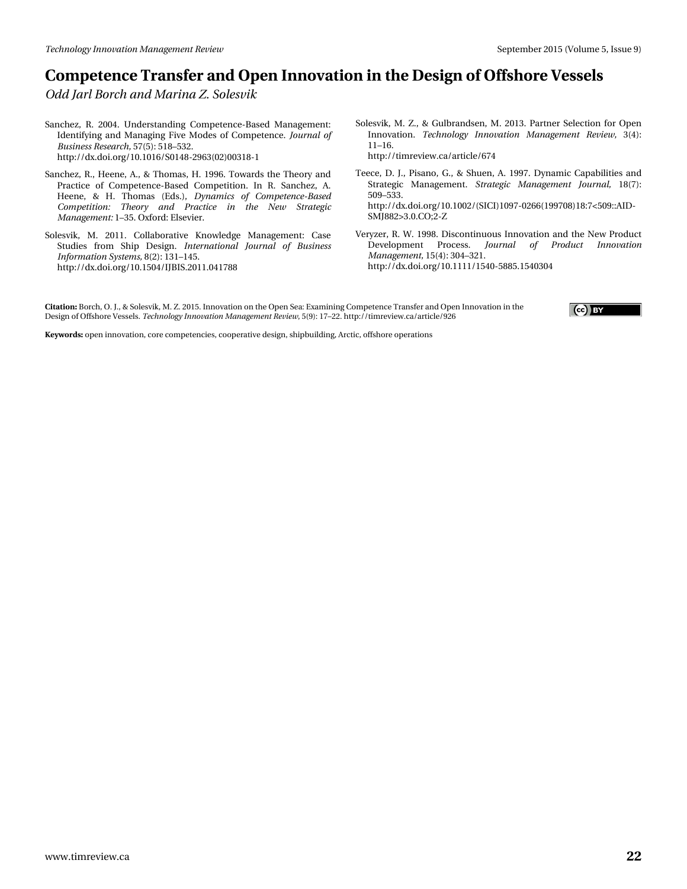Sanchez, R. 2004. Understanding Competence-Based Management: Identifying and Managing Five Modes of Competence. *Journal of Business Research,* 57(5): 518–532. http://dx.doi.org/10.1016/S0148-2963(02)00318-1

Sanchez, R., Heene, A., & Thomas, H. 1996. Towards the Theory and Practice of Competence-Based Competition. In R. Sanchez, A. Heene, & H. Thomas (Eds.), *Dynamics of Competence-Based Competition: Theory and Practice in the New Strategic Management:* 1–35. Oxford: Elsevier.

Solesvik, M. 2011. Collaborative Knowledge Management: Case Studies from Ship Design. *International Journal of Business Information Systems,* 8(2): 131–145. http://dx.doi.org/10.1504/IJBIS.2011.041788

Solesvik, M. Z., & Gulbrandsen, M. 2013. Partner Selection for Open Innovation. *Technology Innovation Management Review,* 3(4): 11–16. http://timreview.ca/article/674

Teece, D. J., Pisano, G., & Shuen, A. 1997. Dynamic Capabilities and Strategic Management. *Strategic Management Journal,* 18(7): 509–533. http://dx.doi.org/10.1002/(SICI)1097-0266(199708)18:7<509::AID-SMJ882>3.0.CO;2-Z

Veryzer, R. W. 1998. Discontinuous Innovation and the New Product Development Process. *Journal of Product Innovation Management,* 15(4): 304–321. http://dx.doi.org/10.1111/1540-5885.1540304

**Citation:** Borch, O. J., & Solesvik, M. Z. 2015. Innovation on the Open Sea: Examining Competence Transfer and Open Innovation in the Design of Offshore Vessels. *Technology Innovation Management Review,* 5(9): 17–22. http://timreview.ca/article/926

**Keywords:** open innovation, core competencies, cooperative design, shipbuilding, Arctic, offshore operations